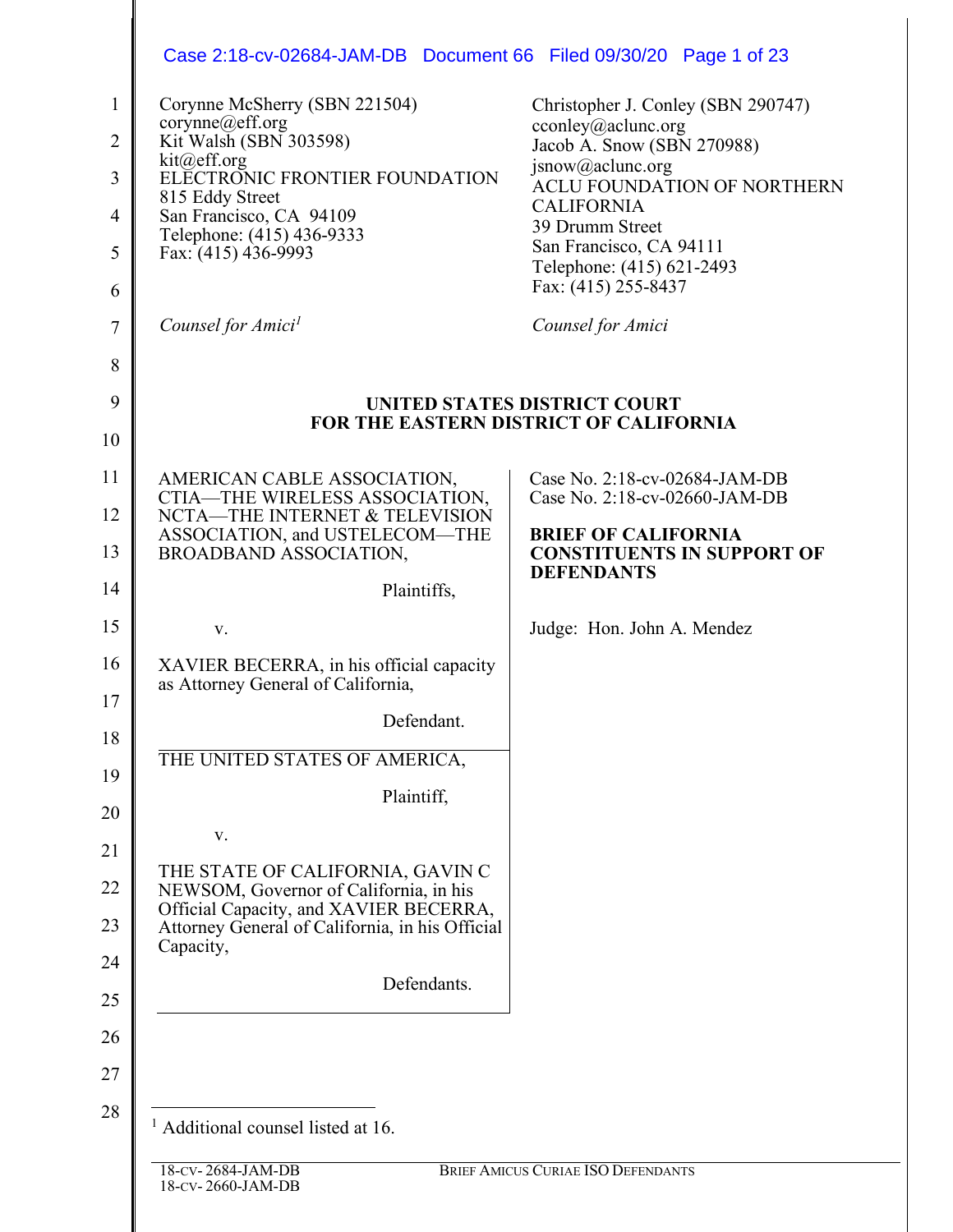Corynne McSherry (SBN 221504)
corynne@eff.org
Kit Walsh (SBN 303598)
kit@eff.org
ELECTRONIC FRONTIER FOUNDATION
815 Eddy Street
San Francisco, CA 94109
Telephone: (415) 436-9333
Fax: (415) 436-9993

*Counsel for Amici*[1]

Christopher J. Conley (SBN 290747)
cconley@aclunc.org
Jacob A. Snow (SBN 270988)
jsnow@aclunc.org
ACLU FOUNDATION OF NORTHERN CALIFORNIA
39 Drumm Street
San Francisco, CA 94111
Telephone: (415) 621-2493
Fax: (415) 255-8437

*Counsel for Amici*

**UNITED STATES DISTRICT COURT
FOR THE EASTERN DISTRICT OF CALIFORNIA**

AMERICAN CABLE ASSOCIATION, CTIA—THE WIRELESS ASSOCIATION, NCTA—THE INTERNET & TELEVISION ASSOCIATION, and USTELECOM—THE BROADBAND ASSOCIATION,

Plaintiffs,

v.

XAVIER BECERRA, in his official capacity as Attorney General of California,

Defendant.

THE UNITED STATES OF AMERICA,

Plaintiff,

v.

THE STATE OF CALIFORNIA, GAVIN C NEWSOM, Governor of California, in his Official Capacity, and XAVIER BECERRA, Attorney General of California, in his Official Capacity,

Defendants.

Case No. 2:18-cv-02684-JAM-DB
Case No. 2:18-cv-02660-JAM-DB

**BRIEF OF CALIFORNIA CONSTITUENTS IN SUPPORT OF DEFENDANTS**

Judge: Hon. John A. Mendez

[1] Additional counsel listed at 16.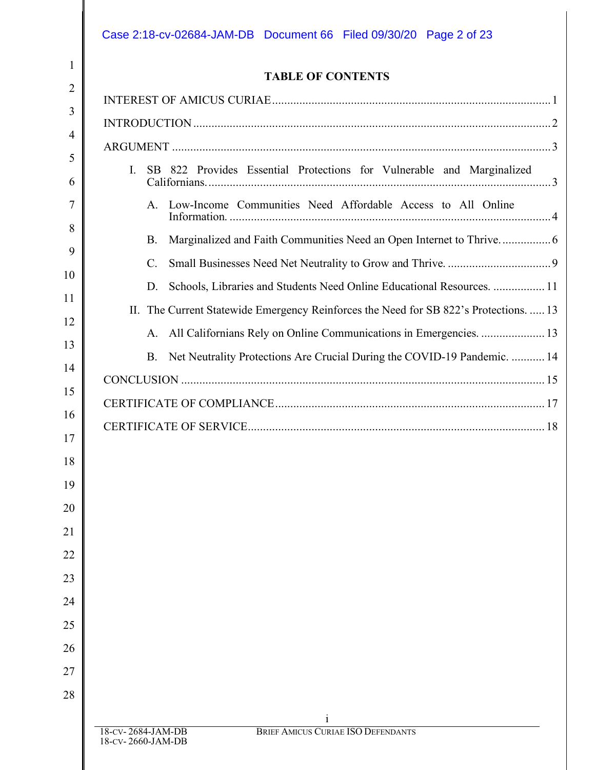## TABLE OF CONTENTS

INTEREST OF AMICUS CURIAE ........................................................................................ 1

INTRODUCTION ................................................................................................................... 2

ARGUMENT .......................................................................................................................... 3

I. SB 822 Provides Essential Protections for Vulnerable and Marginalized Californians. ........................................................................................................................ 3

   A. Low-Income Communities Need Affordable Access to All Online Information. .................................................................................................................. 4

   B. Marginalized and Faith Communities Need an Open Internet to Thrive. ................ 6

   C. Small Businesses Need Net Neutrality to Grow and Thrive. .................................. 9

   D. Schools, Libraries and Students Need Online Educational Resources. ................. 11

II. The Current Statewide Emergency Reinforces the Need for SB 822's Protections. ..... 13

   A. All Californians Rely on Online Communications in Emergencies. ..................... 13

   B. Net Neutrality Protections Are Crucial During the COVID-19 Pandemic. ........... 14

CONCLUSION ..................................................................................................................... 15

CERTIFICATE OF COMPLIANCE ....................................................................................... 17

CERTIFICATE OF SERVICE ................................................................................................ 18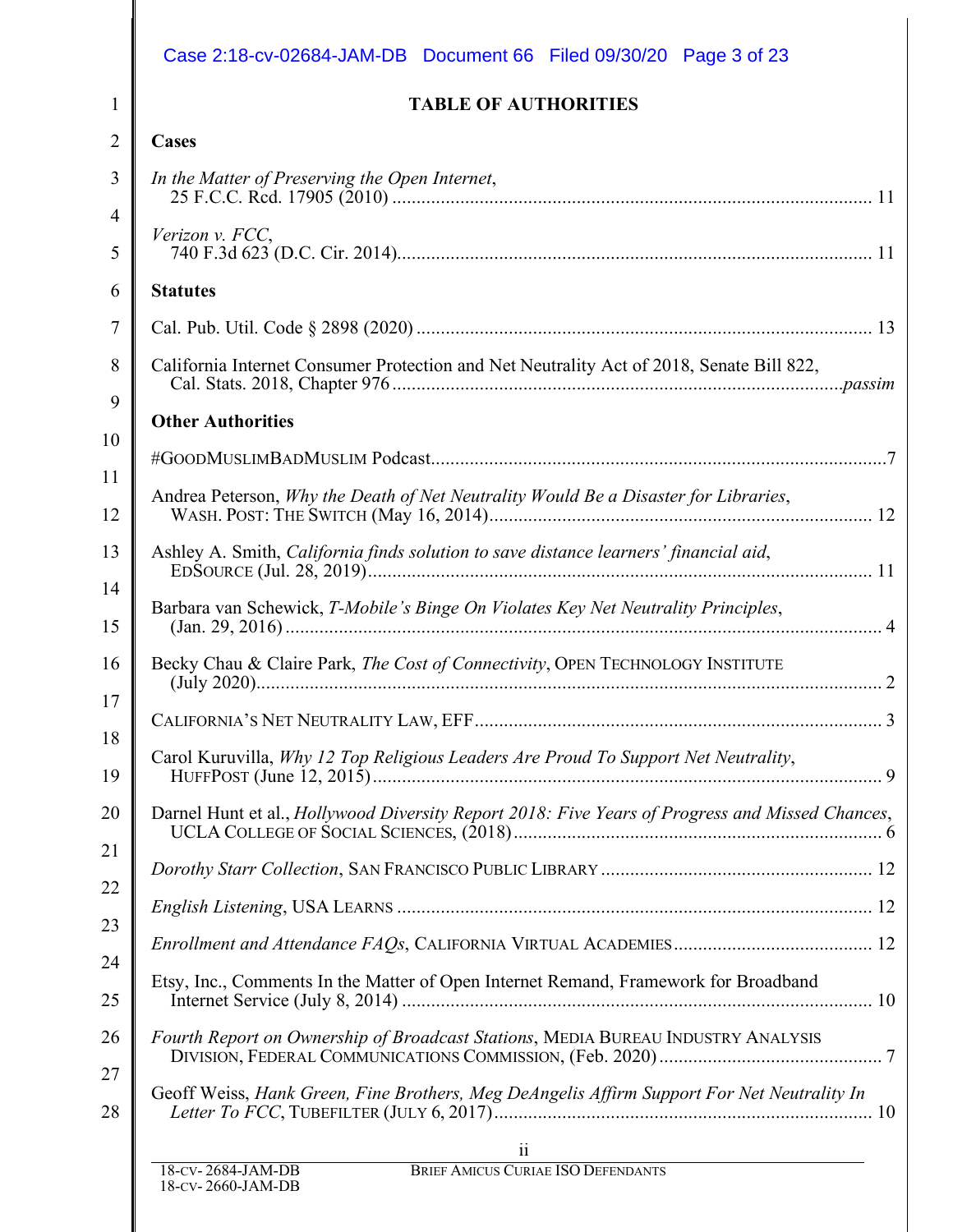# TABLE OF AUTHORITIES

## Cases

*In the Matter of Preserving the Open Internet*, 25 F.C.C. Rcd. 17905 (2010) .................... 11

*Verizon v. FCC*, 740 F.3d 623 (D.C. Cir. 2014).................... 11

## Statutes

Cal. Pub. Util. Code § 2898 (2020) .................... 13

California Internet Consumer Protection and Net Neutrality Act of 2018, Senate Bill 822, Cal. Stats. 2018, Chapter 976 ....................*passim*

## Other Authorities

#GOODMUSLIMBADMUSLIM Podcast....................7

Andrea Peterson, *Why the Death of Net Neutrality Would Be a Disaster for Libraries*, WASH. POST: THE SWITCH (May 16, 2014).................... 12

Ashley A. Smith, *California finds solution to save distance learners' financial aid*, EDSOURCE (Jul. 28, 2019).................... 11

Barbara van Schewick, *T-Mobile's Binge On Violates Key Net Neutrality Principles*, (Jan. 29, 2016) .................... 4

Becky Chau & Claire Park, *The Cost of Connectivity*, OPEN TECHNOLOGY INSTITUTE (July 2020).................... 2

CALIFORNIA'S NET NEUTRALITY LAW, EFF.................... 3

Carol Kuruvilla, *Why 12 Top Religious Leaders Are Proud To Support Net Neutrality*, HUFFPOST (June 12, 2015).................... 9

Darnel Hunt et al., *Hollywood Diversity Report 2018: Five Years of Progress and Missed Chances*, UCLA COLLEGE OF SOCIAL SCIENCES, (2018).................... 6

*Dorothy Starr Collection*, SAN FRANCISCO PUBLIC LIBRARY .................... 12

*English Listening*, USA LEARNS .................... 12

*Enrollment and Attendance FAQs*, CALIFORNIA VIRTUAL ACADEMIES.................... 12

Etsy, Inc., Comments In the Matter of Open Internet Remand, Framework for Broadband Internet Service (July 8, 2014) .................... 10

*Fourth Report on Ownership of Broadcast Stations*, MEDIA BUREAU INDUSTRY ANALYSIS DIVISION, FEDERAL COMMUNICATIONS COMMISSION, (Feb. 2020).................... 7

Geoff Weiss, *Hank Green, Fine Brothers, Meg DeAngelis Affirm Support For Net Neutrality In Letter To FCC*, TUBEFILTER (JULY 6, 2017).................... 10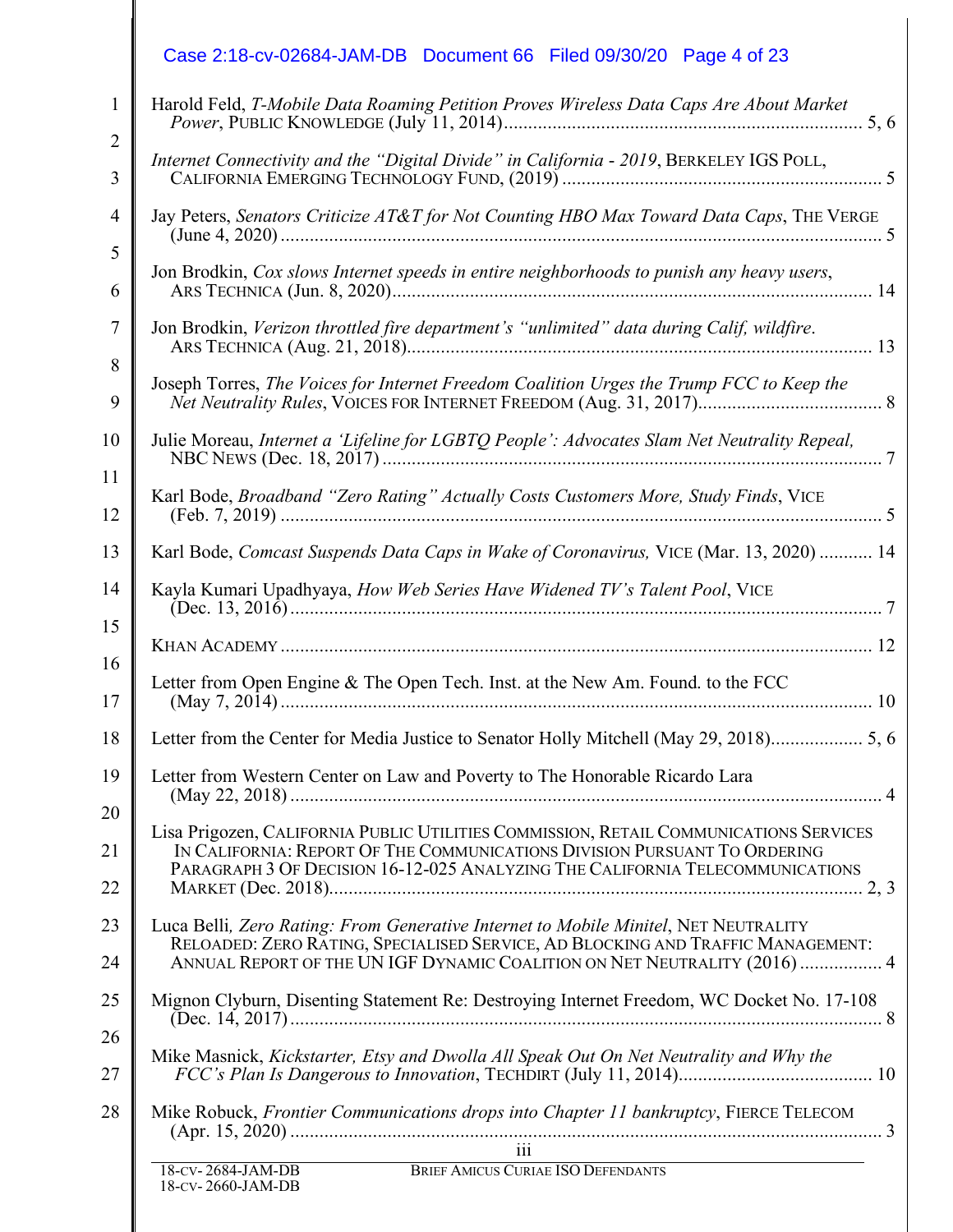Harold Feld, *T-Mobile Data Roaming Petition Proves Wireless Data Caps Are About Market Power*, PUBLIC KNOWLEDGE (July 11, 2014)......................................................................... 5, 6

*Internet Connectivity and the "Digital Divide" in California - 2019*, BERKELEY IGS POLL, CALIFORNIA EMERGING TECHNOLOGY FUND, (2019) ................................................................. 5

Jay Peters, *Senators Criticize AT&T for Not Counting HBO Max Toward Data Caps*, THE VERGE (June 4, 2020) ........................................................................................................... 5

Jon Brodkin, *Cox slows Internet speeds in entire neighborhoods to punish any heavy users*, ARS TECHNICA (Jun. 8, 2020)................................................................................................. 14

Jon Brodkin, *Verizon throttled fire department's "unlimited" data during Calif, wildfire*. ARS TECHNICA (Aug. 21, 2018)............................................................................................... 13

Joseph Torres, *The Voices for Internet Freedom Coalition Urges the Trump FCC to Keep the Net Neutrality Rules*, VOICES FOR INTERNET FREEDOM (Aug. 31, 2017)...................................... 8

Julie Moreau, *Internet a 'Lifeline for LGBTQ People': Advocates Slam Net Neutrality Repeal,* NBC NEWS (Dec. 18, 2017) ...................................................................................................... 7

Karl Bode, *Broadband "Zero Rating" Actually Costs Customers More, Study Finds*, VICE (Feb. 7, 2019) .......................................................................................................................... 5

Karl Bode, *Comcast Suspends Data Caps in Wake of Coronavirus,* VICE (Mar. 13, 2020) ........... 14

Kayla Kumari Upadhyaya, *How Web Series Have Widened TV's Talent Pool*, VICE (Dec. 13, 2016) ........................................................................................................................ 7

KHAN ACADEMY ......................................................................................................................... 12

Letter from Open Engine & The Open Tech. Inst. at the New Am. Found. to the FCC (May 7, 2014) ......................................................................................................................... 10

Letter from the Center for Media Justice to Senator Holly Mitchell (May 29, 2018)................... 5, 6

Letter from Western Center on Law and Poverty to The Honorable Ricardo Lara (May 22, 2018) ......................................................................................................................... 4

Lisa Prigozen, CALIFORNIA PUBLIC UTILITIES COMMISSION, RETAIL COMMUNICATIONS SERVICES IN CALIFORNIA: REPORT OF THE COMMUNICATIONS DIVISION PURSUANT TO ORDERING PARAGRAPH 3 OF DECISION 16-12-025 ANALYZING THE CALIFORNIA TELECOMMUNICATIONS MARKET (Dec. 2018)............................................................................................................. 2, 3

Luca Belli*, Zero Rating: From Generative Internet to Mobile Minitel*, NET NEUTRALITY RELOADED: ZERO RATING, SPECIALISED SERVICE, AD BLOCKING AND TRAFFIC MANAGEMENT: ANNUAL REPORT OF THE UN IGF DYNAMIC COALITION ON NET NEUTRALITY (2016) ................. 4

Mignon Clyburn, Disenting Statement Re: Destroying Internet Freedom, WC Docket No. 17-108 (Dec. 14, 2017) .......................................................................................................................... 8

Mike Masnick, *Kickstarter, Etsy and Dwolla All Speak Out On Net Neutrality and Why the FCC's Plan Is Dangerous to Innovation*, TECHDIRT (July 11, 2014)........................................ 10

Mike Robuck, *Frontier Communications drops into Chapter 11 bankruptcy*, FIERCE TELECOM (Apr. 15, 2020) .......................................................................................................................... 3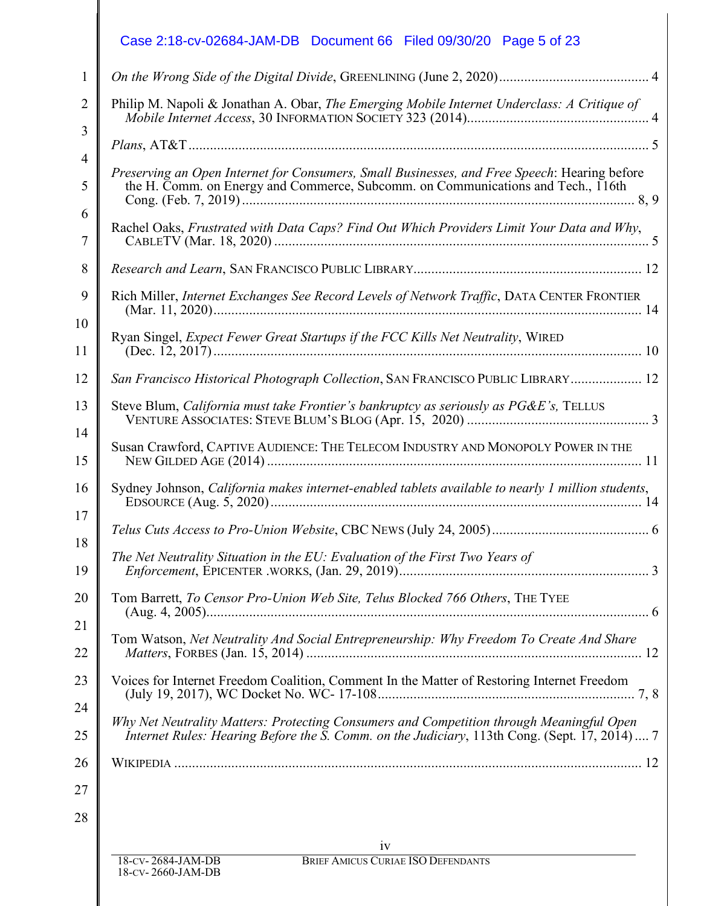*On the Wrong Side of the Digital Divide*, GREENLINING (June 2, 2020) .......... 4

Philip M. Napoli & Jonathan A. Obar, *The Emerging Mobile Internet Underclass: A Critique of Mobile Internet Access*, 30 INFORMATION SOCIETY 323 (2014) .......... 4

*Plans*, AT&T .......... 5

*Preserving an Open Internet for Consumers, Small Businesses, and Free Speech*: Hearing before the H. Comm. on Energy and Commerce, Subcomm. on Communications and Tech., 116th Cong. (Feb. 7, 2019) .......... 8, 9

Rachel Oaks, *Frustrated with Data Caps? Find Out Which Providers Limit Your Data and Why*, CABLETV (Mar. 18, 2020) .......... 5

*Research and Learn*, SAN FRANCISCO PUBLIC LIBRARY .......... 12

Rich Miller, *Internet Exchanges See Record Levels of Network Traffic*, DATA CENTER FRONTIER (Mar. 11, 2020) .......... 14

Ryan Singel, *Expect Fewer Great Startups if the FCC Kills Net Neutrality*, WIRED (Dec. 12, 2017) .......... 10

*San Francisco Historical Photograph Collection*, SAN FRANCISCO PUBLIC LIBRARY .......... 12

Steve Blum, *California must take Frontier's bankruptcy as seriously as PG&E's,* TELLUS VENTURE ASSOCIATES: STEVE BLUM'S BLOG (Apr. 15, 2020) .......... 3

Susan Crawford, CAPTIVE AUDIENCE: THE TELECOM INDUSTRY AND MONOPOLY POWER IN THE NEW GILDED AGE (2014) .......... 11

Sydney Johnson, *California makes internet-enabled tablets available to nearly 1 million students*, EDSOURCE (Aug. 5, 2020) .......... 14

*Telus Cuts Access to Pro-Union Website*, CBC NEWS (July 24, 2005) .......... 6

*The Net Neutrality Situation in the EU: Evaluation of the First Two Years of Enforcement*, EPICENTER .WORKS, (Jan. 29, 2019) .......... 3

Tom Barrett, *To Censor Pro-Union Web Site, Telus Blocked 766 Others*, THE TYEE (Aug. 4, 2005) .......... 6

Tom Watson, *Net Neutrality And Social Entrepreneurship: Why Freedom To Create And Share Matters*, FORBES (Jan. 15, 2014) .......... 12

Voices for Internet Freedom Coalition, Comment In the Matter of Restoring Internet Freedom (July 19, 2017), WC Docket No. WC- 17-108 .......... 7, 8

*Why Net Neutrality Matters: Protecting Consumers and Competition through Meaningful Open Internet Rules: Hearing Before the S. Comm. on the Judiciary*, 113th Cong. (Sept. 17, 2014) .... 7

WIKIPEDIA .......... 12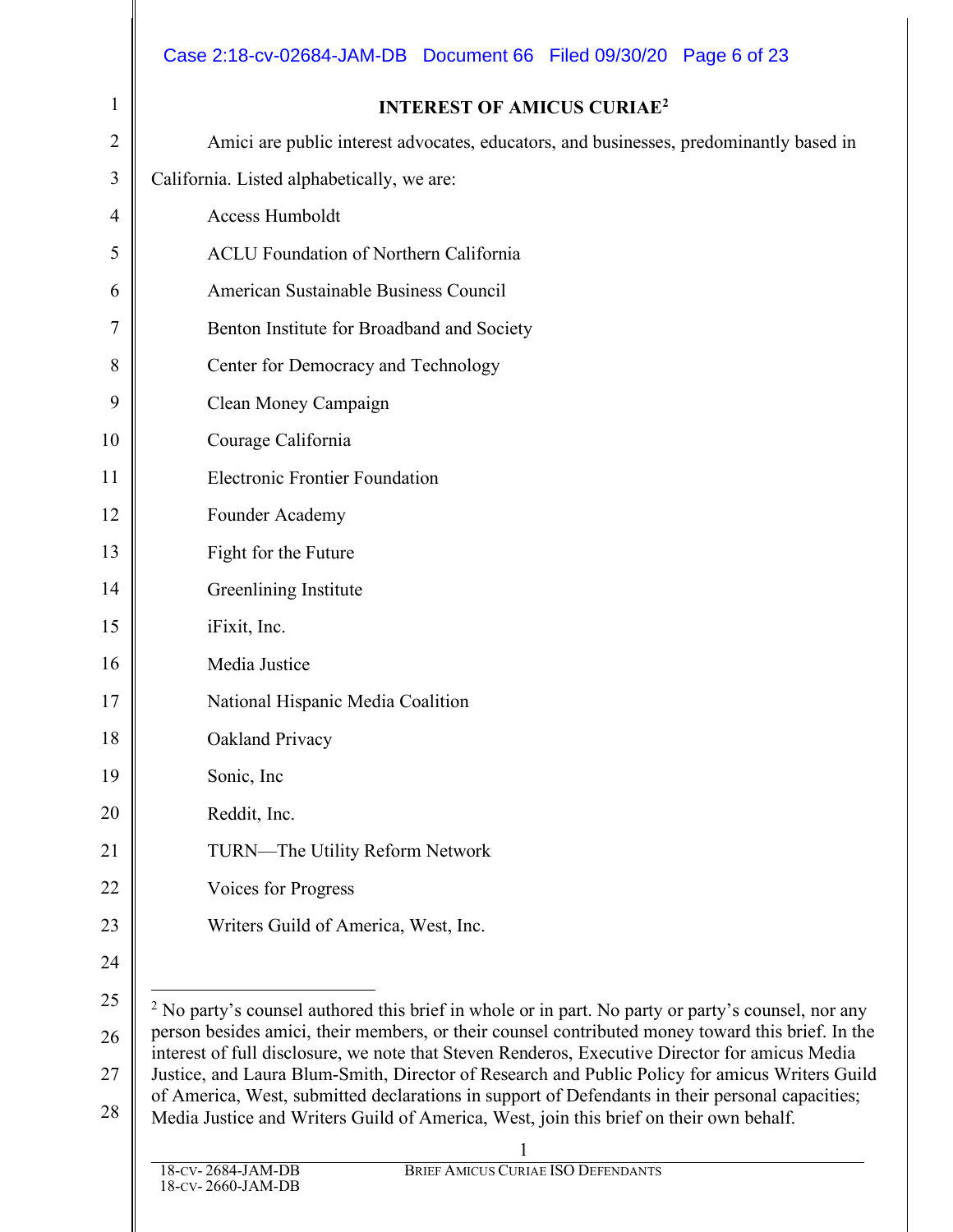## INTEREST OF AMICUS CURIAE[2]

Amici are public interest advocates, educators, and businesses, predominantly based in California. Listed alphabetically, we are:

Access Humboldt

ACLU Foundation of Northern California

American Sustainable Business Council

Benton Institute for Broadband and Society

Center for Democracy and Technology

Clean Money Campaign

Courage California

Electronic Frontier Foundation

Founder Academy

Fight for the Future

Greenlining Institute

iFixit, Inc.

Media Justice

National Hispanic Media Coalition

Oakland Privacy

Sonic, Inc

Reddit, Inc.

TURN—The Utility Reform Network

Voices for Progress

Writers Guild of America, West, Inc.

---

[2] No party's counsel authored this brief in whole or in part. No party or party's counsel, nor any person besides amici, their members, or their counsel contributed money toward this brief. In the interest of full disclosure, we note that Steven Renderos, Executive Director for amicus Media Justice, and Laura Blum-Smith, Director of Research and Public Policy for amicus Writers Guild of America, West, submitted declarations in support of Defendants in their personal capacities; Media Justice and Writers Guild of America, West, join this brief on their own behalf.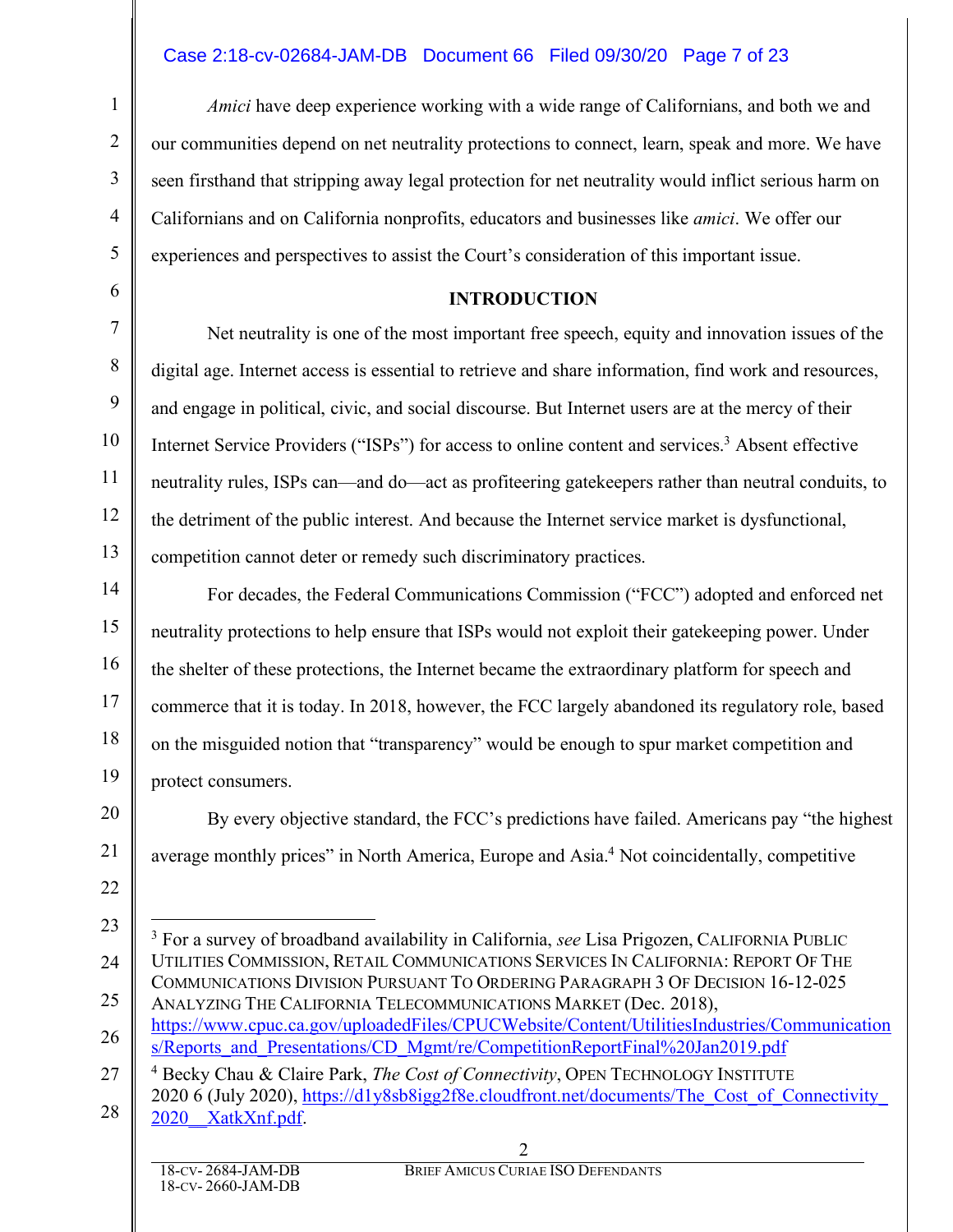*Amici* have deep experience working with a wide range of Californians, and both we and our communities depend on net neutrality protections to connect, learn, speak and more. We have seen firsthand that stripping away legal protection for net neutrality would inflict serious harm on Californians and on California nonprofits, educators and businesses like *amici*. We offer our experiences and perspectives to assist the Court's consideration of this important issue.

## INTRODUCTION

Net neutrality is one of the most important free speech, equity and innovation issues of the digital age. Internet access is essential to retrieve and share information, find work and resources, and engage in political, civic, and social discourse. But Internet users are at the mercy of their Internet Service Providers ("ISPs") for access to online content and services.[3] Absent effective neutrality rules, ISPs can—and do—act as profiteering gatekeepers rather than neutral conduits, to the detriment of the public interest. And because the Internet service market is dysfunctional, competition cannot deter or remedy such discriminatory practices.

For decades, the Federal Communications Commission ("FCC") adopted and enforced net neutrality protections to help ensure that ISPs would not exploit their gatekeeping power. Under the shelter of these protections, the Internet became the extraordinary platform for speech and commerce that it is today. In 2018, however, the FCC largely abandoned its regulatory role, based on the misguided notion that "transparency" would be enough to spur market competition and protect consumers.

By every objective standard, the FCC's predictions have failed. Americans pay "the highest average monthly prices" in North America, Europe and Asia.[4] Not coincidentally, competitive

---

[3] For a survey of broadband availability in California, *see* Lisa Prigozen, California Public Utilities Commission, Retail Communications Services In California: Report Of The Communications Division Pursuant To Ordering Paragraph 3 Of Decision 16-12-025 Analyzing The California Telecommunications Market (Dec. 2018), https://www.cpuc.ca.gov/uploadedFiles/CPUCWebsite/Content/UtilitiesIndustries/Communications/Reports_and_Presentations/CD_Mgmt/re/CompetitionReportFinal%20Jan2019.pdf

[4] Becky Chau & Claire Park, *The Cost of Connectivity*, Open Technology Institute 2020 6 (July 2020), https://d1y8sb8igg2f8e.cloudfront.net/documents/The_Cost_of_Connectivity_2020__XatkXnf.pdf.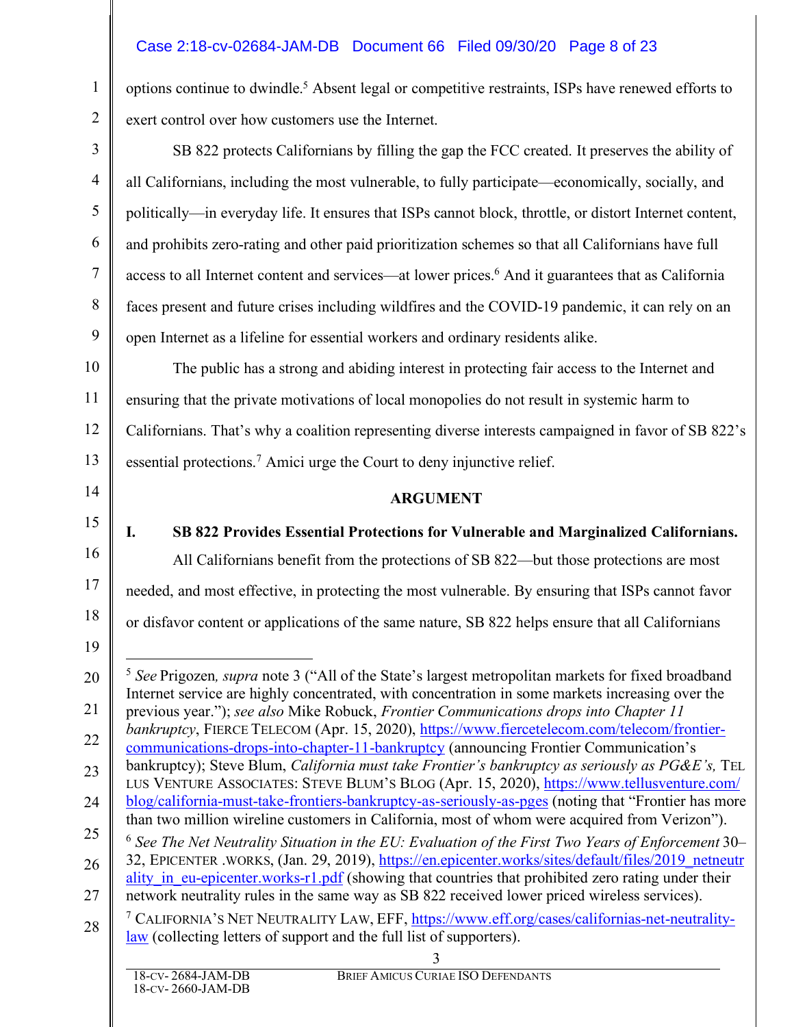options continue to dwindle.[5] Absent legal or competitive restraints, ISPs have renewed efforts to exert control over how customers use the Internet.

SB 822 protects Californians by filling the gap the FCC created. It preserves the ability of all Californians, including the most vulnerable, to fully participate—economically, socially, and politically—in everyday life. It ensures that ISPs cannot block, throttle, or distort Internet content, and prohibits zero-rating and other paid prioritization schemes so that all Californians have full access to all Internet content and services—at lower prices.[6] And it guarantees that as California faces present and future crises including wildfires and the COVID-19 pandemic, it can rely on an open Internet as a lifeline for essential workers and ordinary residents alike.

The public has a strong and abiding interest in protecting fair access to the Internet and ensuring that the private motivations of local monopolies do not result in systemic harm to Californians. That's why a coalition representing diverse interests campaigned in favor of SB 822's essential protections.[7] Amici urge the Court to deny injunctive relief.

## ARGUMENT

### I. SB 822 Provides Essential Protections for Vulnerable and Marginalized Californians.

All Californians benefit from the protections of SB 822—but those protections are most needed, and most effective, in protecting the most vulnerable. By ensuring that ISPs cannot favor or disfavor content or applications of the same nature, SB 822 helps ensure that all Californians

---

[5] *See* Prigozen*, supra* note 3 ("All of the State's largest metropolitan markets for fixed broadband Internet service are highly concentrated, with concentration in some markets increasing over the previous year."); *see also* Mike Robuck, *Frontier Communications drops into Chapter 11 bankruptcy*, FIERCE TELECOM (Apr. 15, 2020), https://www.fiercetelecom.com/telecom/frontier-communications-drops-into-chapter-11-bankruptcy (announcing Frontier Communication's bankruptcy); Steve Blum, *California must take Frontier's bankruptcy as seriously as PG&E's,* TELLUS VENTURE ASSOCIATES: STEVE BLUM'S BLOG (Apr. 15, 2020), https://www.tellusventure.com/blog/california-must-take-frontiers-bankruptcy-as-seriously-as-pges (noting that "Frontier has more than two million wireline customers in California, most of whom were acquired from Verizon").

[6] *See The Net Neutrality Situation in the EU: Evaluation of the First Two Years of Enforcement* 30–32, EPICENTER .WORKS, (Jan. 29, 2019), https://en.epicenter.works/sites/default/files/2019_netneutrality_in_eu-epicenter.works-r1.pdf (showing that countries that prohibited zero rating under their network neutrality rules in the same way as SB 822 received lower priced wireless services).

[7] CALIFORNIA'S NET NEUTRALITY LAW, EFF, https://www.eff.org/cases/californias-net-neutrality-law (collecting letters of support and the full list of supporters).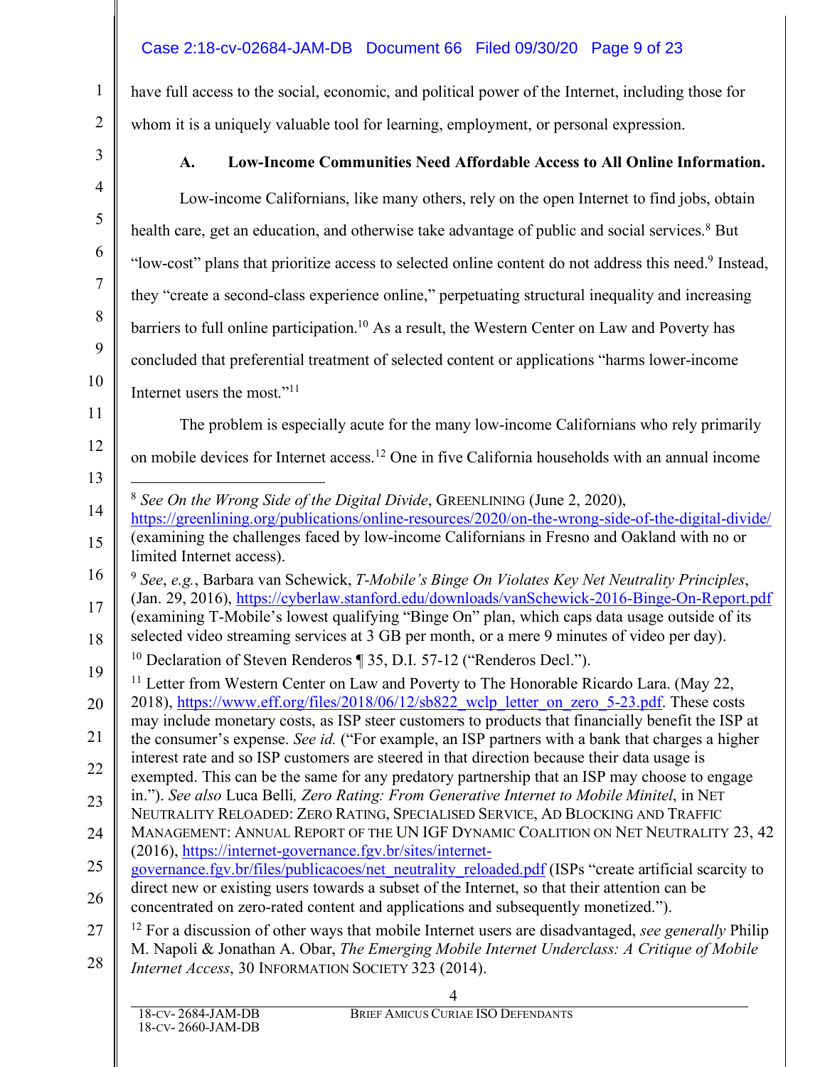have full access to the social, economic, and political power of the Internet, including those for whom it is a uniquely valuable tool for learning, employment, or personal expression.

### A. Low-Income Communities Need Affordable Access to All Online Information.

Low-income Californians, like many others, rely on the open Internet to find jobs, obtain health care, get an education, and otherwise take advantage of public and social services.[8] But "low-cost" plans that prioritize access to selected online content do not address this need.[9] Instead, they "create a second-class experience online," perpetuating structural inequality and increasing barriers to full online participation.[10] As a result, the Western Center on Law and Poverty has concluded that preferential treatment of selected content or applications "harms lower-income Internet users the most."[11]

The problem is especially acute for the many low-income Californians who rely primarily on mobile devices for Internet access.[12] One in five California households with an annual income

---

[8] *See On the Wrong Side of the Digital Divide*, GREENLINING (June 2, 2020), https://greenlining.org/publications/online-resources/2020/on-the-wrong-side-of-the-digital-divide/ (examining the challenges faced by low-income Californians in Fresno and Oakland with no or limited Internet access).

[9] *See*, *e.g.*, Barbara van Schewick, *T-Mobile's Binge On Violates Key Net Neutrality Principles*, (Jan. 29, 2016), https://cyberlaw.stanford.edu/downloads/vanSchewick-2016-Binge-On-Report.pdf (examining T-Mobile's lowest qualifying "Binge On" plan, which caps data usage outside of its selected video streaming services at 3 GB per month, or a mere 9 minutes of video per day).

[10] Declaration of Steven Renderos ¶ 35, D.I. 57-12 ("Renderos Decl.").

[11] Letter from Western Center on Law and Poverty to The Honorable Ricardo Lara. (May 22, 2018), https://www.eff.org/files/2018/06/12/sb822_wclp_letter_on_zero_5-23.pdf. These costs may include monetary costs, as ISP steer customers to products that financially benefit the ISP at the consumer's expense. *See id.* ("For example, an ISP partners with a bank that charges a higher interest rate and so ISP customers are steered in that direction because their data usage is exempted. This can be the same for any predatory partnership that an ISP may choose to engage in."). *See also* Luca Belli*, Zero Rating: From Generative Internet to Mobile Minitel*, in NET NEUTRALITY RELOADED: ZERO RATING, SPECIALISED SERVICE, AD BLOCKING AND TRAFFIC MANAGEMENT: ANNUAL REPORT OF THE UN IGF DYNAMIC COALITION ON NET NEUTRALITY 23, 42 (2016), https://internet-governance.fgv.br/sites/internet-governance.fgv.br/files/publicacoes/net_neutrality_reloaded.pdf (ISPs "create artificial scarcity to direct new or existing users towards a subset of the Internet, so that their attention can be concentrated on zero-rated content and applications and subsequently monetized.").

[12] For a discussion of other ways that mobile Internet users are disadvantaged, *see generally* Philip M. Napoli & Jonathan A. Obar, *The Emerging Mobile Internet Underclass: A Critique of Mobile Internet Access*, 30 INFORMATION SOCIETY 323 (2014).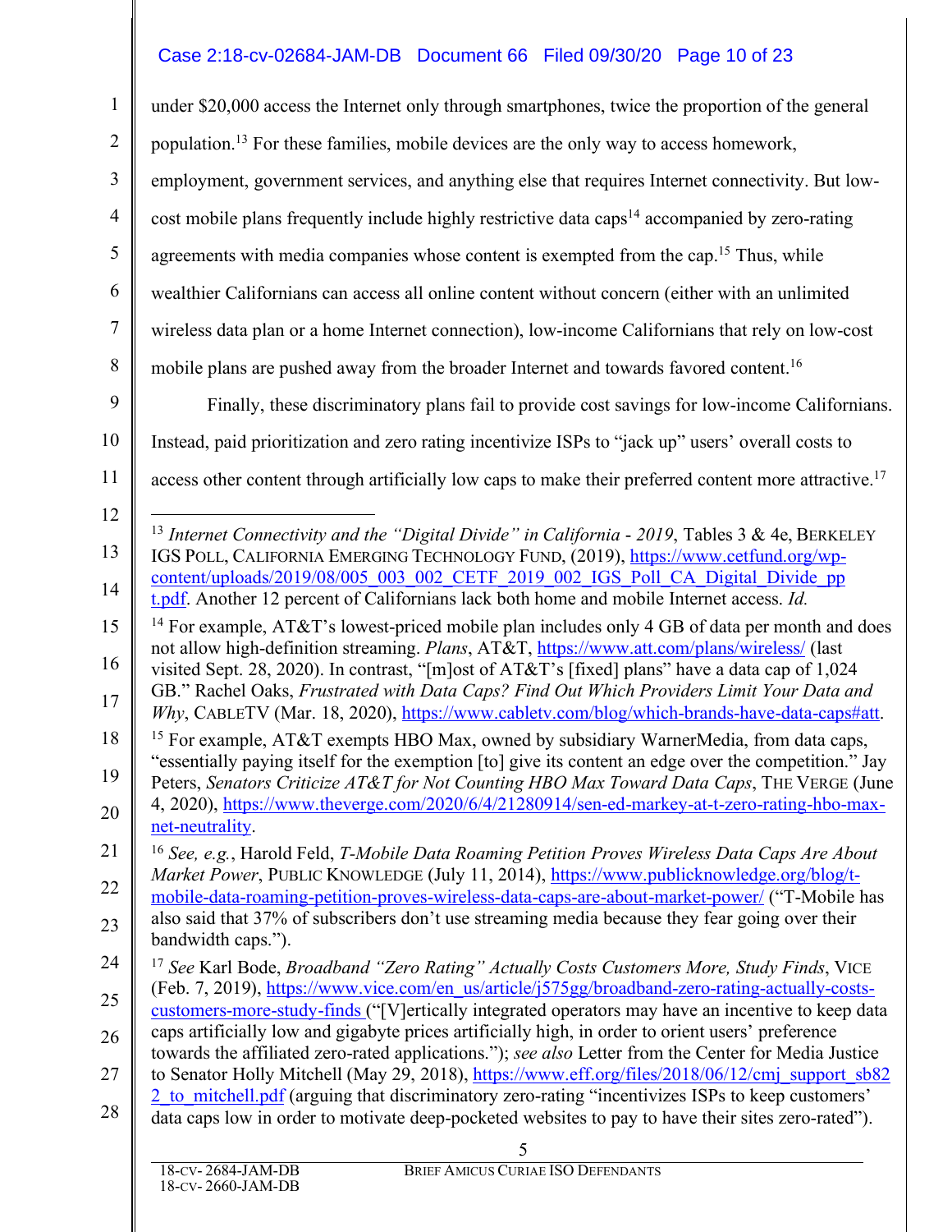under $20,000 access the Internet only through smartphones, twice the proportion of the general population.[13] For these families, mobile devices are the only way to access homework, employment, government services, and anything else that requires Internet connectivity. But low-cost mobile plans frequently include highly restrictive data caps[14] accompanied by zero-rating agreements with media companies whose content is exempted from the cap.[15] Thus, while wealthier Californians can access all online content without concern (either with an unlimited wireless data plan or a home Internet connection), low-income Californians that rely on low-cost mobile plans are pushed away from the broader Internet and towards favored content.[16]

Finally, these discriminatory plans fail to provide cost savings for low-income Californians. Instead, paid prioritization and zero rating incentivize ISPs to "jack up" users' overall costs to access other content through artificially low caps to make their preferred content more attractive.[17]

---

[13] *Internet Connectivity and the "Digital Divide" in California - 2019*, Tables 3 & 4e, BERKELEY IGS POLL, CALIFORNIA EMERGING TECHNOLOGY FUND, (2019), https://www.cetfund.org/wp-content/uploads/2019/08/005_003_002_CETF_2019_002_IGS_Poll_CA_Digital_Divide_ppt.pdf. Another 12 percent of Californians lack both home and mobile Internet access. *Id.*

[14] For example, AT&T's lowest-priced mobile plan includes only 4 GB of data per month and does not allow high-definition streaming. *Plans*, AT&T, https://www.att.com/plans/wireless/ (last visited Sept. 28, 2020). In contrast, "[m]ost of AT&T's [fixed] plans" have a data cap of 1,024 GB." Rachel Oaks, *Frustrated with Data Caps? Find Out Which Providers Limit Your Data and Why*, CABLETV (Mar. 18, 2020), https://www.cabletv.com/blog/which-brands-have-data-caps#att.

[15] For example, AT&T exempts HBO Max, owned by subsidiary WarnerMedia, from data caps, "essentially paying itself for the exemption [to] give its content an edge over the competition." Jay Peters, *Senators Criticize AT&T for Not Counting HBO Max Toward Data Caps*, THE VERGE (June 4, 2020), https://www.theverge.com/2020/6/4/21280914/sen-ed-markey-at-t-zero-rating-hbo-max-net-neutrality.

[16] *See, e.g.*, Harold Feld, *T-Mobile Data Roaming Petition Proves Wireless Data Caps Are About Market Power*, PUBLIC KNOWLEDGE (July 11, 2014), https://www.publicknowledge.org/blog/t-mobile-data-roaming-petition-proves-wireless-data-caps-are-about-market-power/ ("T-Mobile has also said that 37% of subscribers don't use streaming media because they fear going over their bandwidth caps.").

[17] *See* Karl Bode, *Broadband "Zero Rating" Actually Costs Customers More, Study Finds*, VICE (Feb. 7, 2019), https://www.vice.com/en_us/article/j575gg/broadband-zero-rating-actually-costs-customers-more-study-finds ("[V]ertically integrated operators may have an incentive to keep data caps artificially low and gigabyte prices artificially high, in order to orient users' preference towards the affiliated zero-rated applications."); *see also* Letter from the Center for Media Justice to Senator Holly Mitchell (May 29, 2018), https://www.eff.org/files/2018/06/12/cmj_support_sb822_to_mitchell.pdf (arguing that discriminatory zero-rating "incentivizes ISPs to keep customers' data caps low in order to motivate deep-pocketed websites to pay to have their sites zero-rated").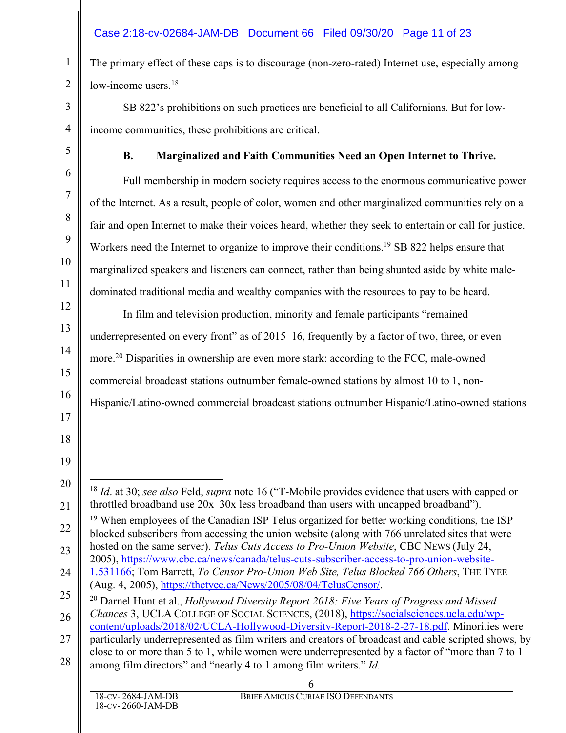The primary effect of these caps is to discourage (non-zero-rated) Internet use, especially among low-income users.[18]

SB 822's prohibitions on such practices are beneficial to all Californians. But for low-income communities, these prohibitions are critical.

### B. Marginalized and Faith Communities Need an Open Internet to Thrive.

Full membership in modern society requires access to the enormous communicative power of the Internet. As a result, people of color, women and other marginalized communities rely on a fair and open Internet to make their voices heard, whether they seek to entertain or call for justice. Workers need the Internet to organize to improve their conditions.[19] SB 822 helps ensure that marginalized speakers and listeners can connect, rather than being shunted aside by white male-dominated traditional media and wealthy companies with the resources to pay to be heard.

In film and television production, minority and female participants "remained underrepresented on every front" as of 2015–16, frequently by a factor of two, three, or even more.[20] Disparities in ownership are even more stark: according to the FCC, male-owned commercial broadcast stations outnumber female-owned stations by almost 10 to 1, non-Hispanic/Latino-owned commercial broadcast stations outnumber Hispanic/Latino-owned stations

---

[18] *Id*. at 30; *see also* Feld, *supra* note 16 ("T-Mobile provides evidence that users with capped or throttled broadband use 20x–30x less broadband than users with uncapped broadband").

[19] When employees of the Canadian ISP Telus organized for better working conditions, the ISP blocked subscribers from accessing the union website (along with 766 unrelated sites that were hosted on the same server). *Telus Cuts Access to Pro-Union Website*, CBC NEWS (July 24, 2005), https://www.cbc.ca/news/canada/telus-cuts-subscriber-access-to-pro-union-website-1.531166; Tom Barrett, *To Censor Pro-Union Web Site, Telus Blocked 766 Others*, THE TYEE (Aug. 4, 2005), https://thetyee.ca/News/2005/08/04/TelusCensor/.

[20] Darnel Hunt et al., *Hollywood Diversity Report 2018: Five Years of Progress and Missed Chances* 3, UCLA COLLEGE OF SOCIAL SCIENCES, (2018), https://socialsciences.ucla.edu/wp-content/uploads/2018/02/UCLA-Hollywood-Diversity-Report-2018-2-27-18.pdf. Minorities were particularly underrepresented as film writers and creators of broadcast and cable scripted shows, by close to or more than 5 to 1, while women were underrepresented by a factor of "more than 7 to 1 among film directors" and "nearly 4 to 1 among film writers." *Id.*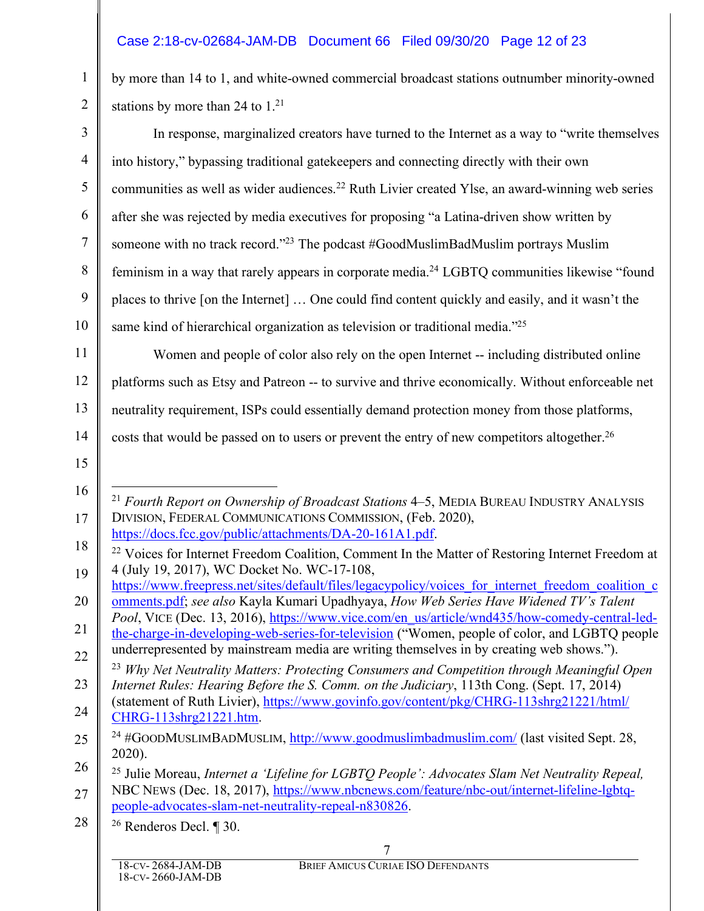by more than 14 to 1, and white-owned commercial broadcast stations outnumber minority-owned stations by more than 24 to 1.[21]

In response, marginalized creators have turned to the Internet as a way to "write themselves into history," bypassing traditional gatekeepers and connecting directly with their own communities as well as wider audiences.[22] Ruth Livier created Ylse, an award-winning web series after she was rejected by media executives for proposing "a Latina-driven show written by someone with no track record."[23] The podcast #GoodMuslimBadMuslim portrays Muslim feminism in a way that rarely appears in corporate media.[24] LGBTQ communities likewise "found places to thrive [on the Internet] … One could find content quickly and easily, and it wasn't the same kind of hierarchical organization as television or traditional media."[25]

Women and people of color also rely on the open Internet -- including distributed online platforms such as Etsy and Patreon -- to survive and thrive economically. Without enforceable net neutrality requirement, ISPs could essentially demand protection money from those platforms, costs that would be passed on to users or prevent the entry of new competitors altogether.[26]

---

[21] *Fourth Report on Ownership of Broadcast Stations* 4–5, MEDIA BUREAU INDUSTRY ANALYSIS DIVISION, FEDERAL COMMUNICATIONS COMMISSION, (Feb. 2020), https://docs.fcc.gov/public/attachments/DA-20-161A1.pdf.

[22] Voices for Internet Freedom Coalition, Comment In the Matter of Restoring Internet Freedom at 4 (July 19, 2017), WC Docket No. WC-17-108, https://www.freepress.net/sites/default/files/legacypolicy/voices_for_internet_freedom_coalition_comments.pdf; *see also* Kayla Kumari Upadhyaya, *How Web Series Have Widened TV's Talent Pool*, VICE (Dec. 13, 2016), https://www.vice.com/en_us/article/wnd435/how-comedy-central-led-the-charge-in-developing-web-series-for-television ("Women, people of color, and LGBTQ people underrepresented by mainstream media are writing themselves in by creating web shows.").

[23] *Why Net Neutrality Matters: Protecting Consumers and Competition through Meaningful Open Internet Rules: Hearing Before the S. Comm. on the Judiciary*, 113th Cong. (Sept. 17, 2014) (statement of Ruth Livier), https://www.govinfo.gov/content/pkg/CHRG-113shrg21221/html/CHRG-113shrg21221.htm.

[24] #GOODMUSLIMBADMUSLIM, http://www.goodmuslimbadmuslim.com/ (last visited Sept. 28, 2020).

[25] Julie Moreau, *Internet a 'Lifeline for LGBTQ People': Advocates Slam Net Neutrality Repeal,* NBC NEWS (Dec. 18, 2017), https://www.nbcnews.com/feature/nbc-out/internet-lifeline-lgbtq-people-advocates-slam-net-neutrality-repeal-n830826.

[26] Renderos Decl. ¶ 30.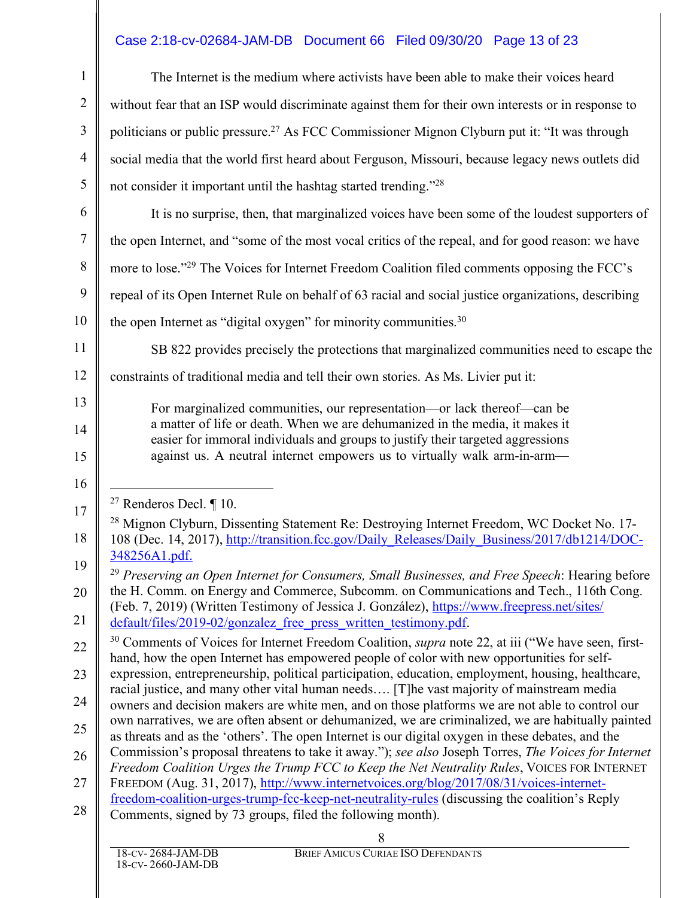The Internet is the medium where activists have been able to make their voices heard without fear that an ISP would discriminate against them for their own interests or in response to politicians or public pressure.[27] As FCC Commissioner Mignon Clyburn put it: "It was through social media that the world first heard about Ferguson, Missouri, because legacy news outlets did not consider it important until the hashtag started trending."[28]

It is no surprise, then, that marginalized voices have been some of the loudest supporters of the open Internet, and "some of the most vocal critics of the repeal, and for good reason: we have more to lose."[29] The Voices for Internet Freedom Coalition filed comments opposing the FCC's repeal of its Open Internet Rule on behalf of 63 racial and social justice organizations, describing the open Internet as "digital oxygen" for minority communities.[30]

SB 822 provides precisely the protections that marginalized communities need to escape the constraints of traditional media and tell their own stories. As Ms. Livier put it:

> For marginalized communities, our representation—or lack thereof—can be a matter of life or death. When we are dehumanized in the media, it makes it easier for immoral individuals and groups to justify their targeted aggressions against us. A neutral internet empowers us to virtually walk arm-in-arm—

---

[27] Renderos Decl. ¶ 10.

[28] Mignon Clyburn, Dissenting Statement Re: Destroying Internet Freedom, WC Docket No. 17-108 (Dec. 14, 2017), http://transition.fcc.gov/Daily_Releases/Daily_Business/2017/db1214/DOC-348256A1.pdf.

[29] *Preserving an Open Internet for Consumers, Small Businesses, and Free Speech*: Hearing before the H. Comm. on Energy and Commerce, Subcomm. on Communications and Tech., 116th Cong. (Feb. 7, 2019) (Written Testimony of Jessica J. González), https://www.freepress.net/sites/default/files/2019-02/gonzalez_free_press_written_testimony.pdf.

[30] Comments of Voices for Internet Freedom Coalition, *supra* note 22, at iii ("We have seen, first-hand, how the open Internet has empowered people of color with new opportunities for self-expression, entrepreneurship, political participation, education, employment, housing, healthcare, racial justice, and many other vital human needs…. [T]he vast majority of mainstream media owners and decision makers are white men, and on those platforms we are not able to control our own narratives, we are often absent or dehumanized, we are criminalized, we are habitually painted as threats and as the 'others'. The open Internet is our digital oxygen in these debates, and the Commission's proposal threatens to take it away."); *see also* Joseph Torres, *The Voices for Internet Freedom Coalition Urges the Trump FCC to Keep the Net Neutrality Rules*, VOICES FOR INTERNET FREEDOM (Aug. 31, 2017), http://www.internetvoices.org/blog/2017/08/31/voices-internet-freedom-coalition-urges-trump-fcc-keep-net-neutrality-rules (discussing the coalition's Reply Comments, signed by 73 groups, filed the following month).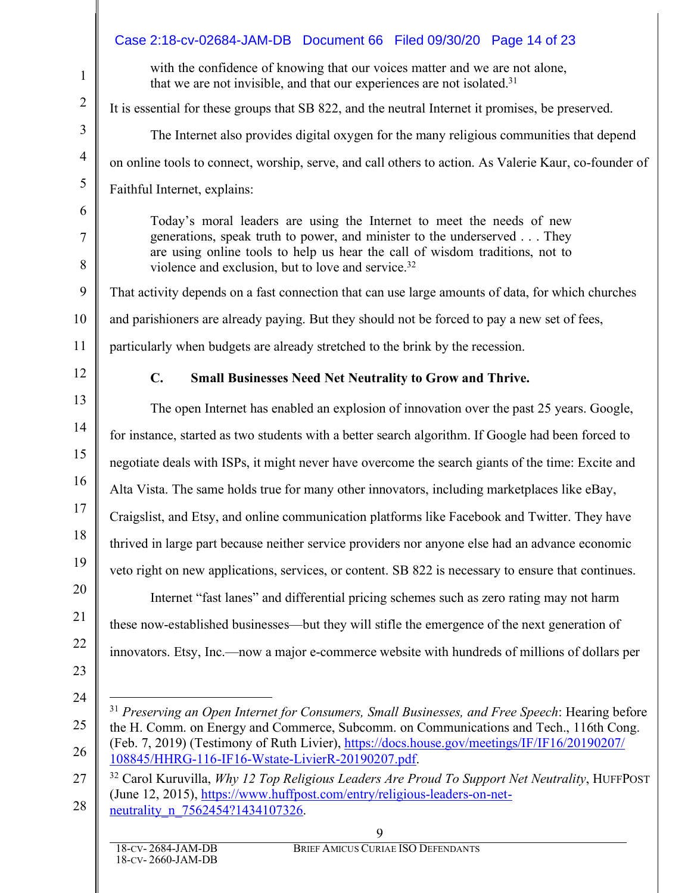> with the confidence of knowing that our voices matter and we are not alone, that we are not invisible, and that our experiences are not isolated.[31]

It is essential for these groups that SB 822, and the neutral Internet it promises, be preserved.

The Internet also provides digital oxygen for the many religious communities that depend on online tools to connect, worship, serve, and call others to action. As Valerie Kaur, co-founder of Faithful Internet, explains:

> Today's moral leaders are using the Internet to meet the needs of new generations, speak truth to power, and minister to the underserved . . . They are using online tools to help us hear the call of wisdom traditions, not to violence and exclusion, but to love and service.[32]

That activity depends on a fast connection that can use large amounts of data, for which churches and parishioners are already paying. But they should not be forced to pay a new set of fees, particularly when budgets are already stretched to the brink by the recession.

### C. Small Businesses Need Net Neutrality to Grow and Thrive.

The open Internet has enabled an explosion of innovation over the past 25 years. Google, for instance, started as two students with a better search algorithm. If Google had been forced to negotiate deals with ISPs, it might never have overcome the search giants of the time: Excite and Alta Vista. The same holds true for many other innovators, including marketplaces like eBay, Craigslist, and Etsy, and online communication platforms like Facebook and Twitter. They have thrived in large part because neither service providers nor anyone else had an advance economic veto right on new applications, services, or content. SB 822 is necessary to ensure that continues.

Internet "fast lanes" and differential pricing schemes such as zero rating may not harm these now-established businesses—but they will stifle the emergence of the next generation of innovators. Etsy, Inc.—now a major e-commerce website with hundreds of millions of dollars per

---

[31] *Preserving an Open Internet for Consumers, Small Businesses, and Free Speech*: Hearing before the H. Comm. on Energy and Commerce, Subcomm. on Communications and Tech., 116th Cong. (Feb. 7, 2019) (Testimony of Ruth Livier), https://docs.house.gov/meetings/IF/IF16/20190207/108845/HHRG-116-IF16-Wstate-LivierR-20190207.pdf.

[32] Carol Kuruvilla, *Why 12 Top Religious Leaders Are Proud To Support Net Neutrality*, HUFFPOST (June 12, 2015), https://www.huffpost.com/entry/religious-leaders-on-net-neutrality_n_7562454?1434107326.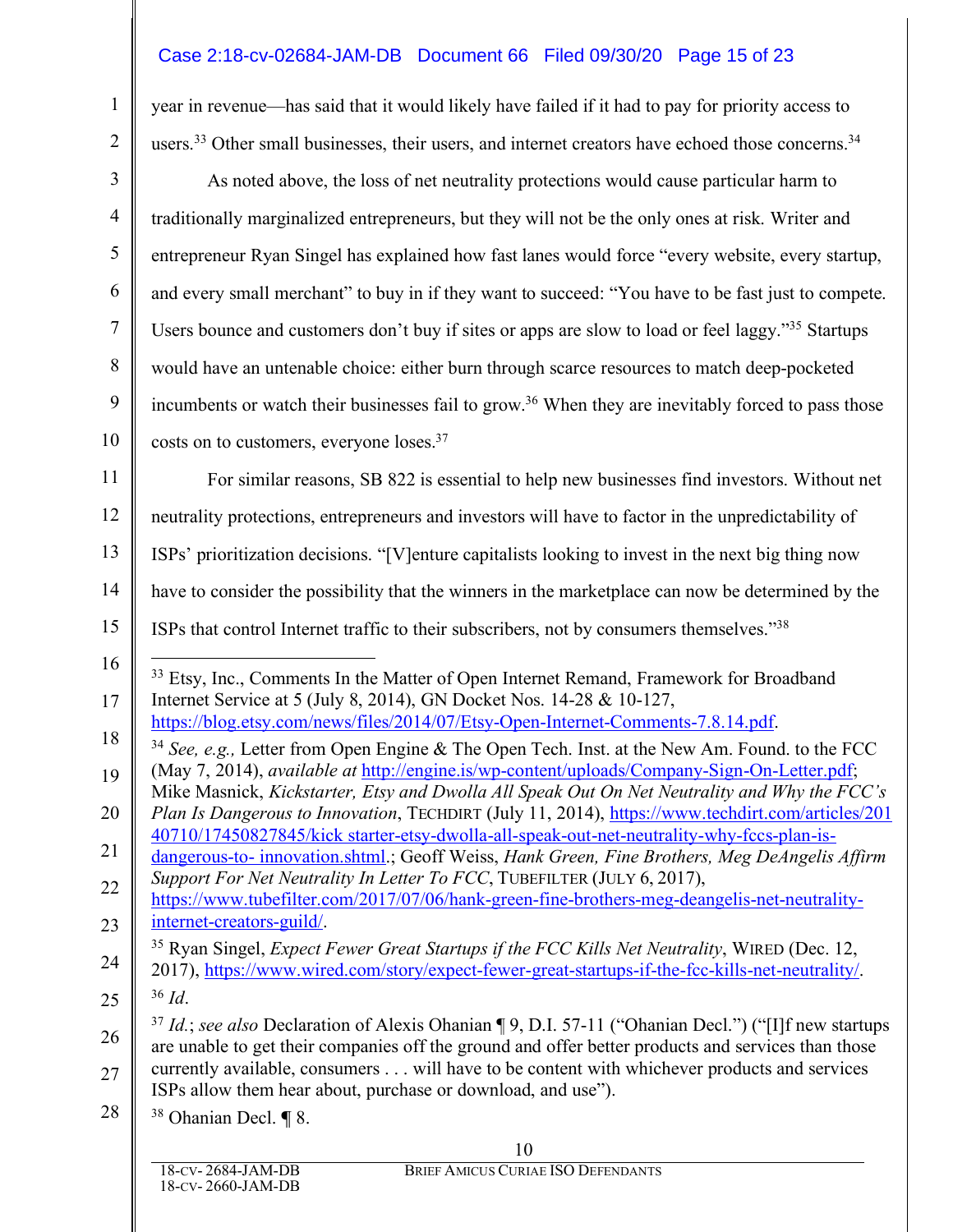year in revenue—has said that it would likely have failed if it had to pay for priority access to users.[33] Other small businesses, their users, and internet creators have echoed those concerns.[34]

As noted above, the loss of net neutrality protections would cause particular harm to traditionally marginalized entrepreneurs, but they will not be the only ones at risk. Writer and entrepreneur Ryan Singel has explained how fast lanes would force "every website, every startup, and every small merchant" to buy in if they want to succeed: "You have to be fast just to compete. Users bounce and customers don't buy if sites or apps are slow to load or feel laggy."[35] Startups would have an untenable choice: either burn through scarce resources to match deep-pocketed incumbents or watch their businesses fail to grow.[36] When they are inevitably forced to pass those costs on to customers, everyone loses.[37]

For similar reasons, SB 822 is essential to help new businesses find investors. Without net neutrality protections, entrepreneurs and investors will have to factor in the unpredictability of ISPs' prioritization decisions. "[V]enture capitalists looking to invest in the next big thing now have to consider the possibility that the winners in the marketplace can now be determined by the ISPs that control Internet traffic to their subscribers, not by consumers themselves."[38]

---

[33] Etsy, Inc., Comments In the Matter of Open Internet Remand, Framework for Broadband Internet Service at 5 (July 8, 2014), GN Docket Nos. 14-28 & 10-127, https://blog.etsy.com/news/files/2014/07/Etsy-Open-Internet-Comments-7.8.14.pdf.

[34] *See, e.g.,* Letter from Open Engine & The Open Tech. Inst. at the New Am. Found. to the FCC (May 7, 2014), *available at* http://engine.is/wp-content/uploads/Company-Sign-On-Letter.pdf; Mike Masnick, *Kickstarter, Etsy and Dwolla All Speak Out On Net Neutrality and Why the FCC's Plan Is Dangerous to Innovation*, TECHDIRT (July 11, 2014), https://www.techdirt.com/articles/20140710/17450827845/kick starter-etsy-dwolla-all-speak-out-net-neutrality-why-fccs-plan-is-dangerous-to- innovation.shtml.; Geoff Weiss, *Hank Green, Fine Brothers, Meg DeAngelis Affirm Support For Net Neutrality In Letter To FCC*, TUBEFILTER (JULY 6, 2017), https://www.tubefilter.com/2017/07/06/hank-green-fine-brothers-meg-deangelis-net-neutrality-internet-creators-guild/.

[35] Ryan Singel, *Expect Fewer Great Startups if the FCC Kills Net Neutrality*, WIRED (Dec. 12, 2017), https://www.wired.com/story/expect-fewer-great-startups-if-the-fcc-kills-net-neutrality/.

[36] *Id*.

[37] *Id.*; *see also* Declaration of Alexis Ohanian ¶ 9, D.I. 57-11 ("Ohanian Decl.") ("[I]f new startups are unable to get their companies off the ground and offer better products and services than those currently available, consumers . . . will have to be content with whichever products and services ISPs allow them hear about, purchase or download, and use").

[38] Ohanian Decl. ¶ 8.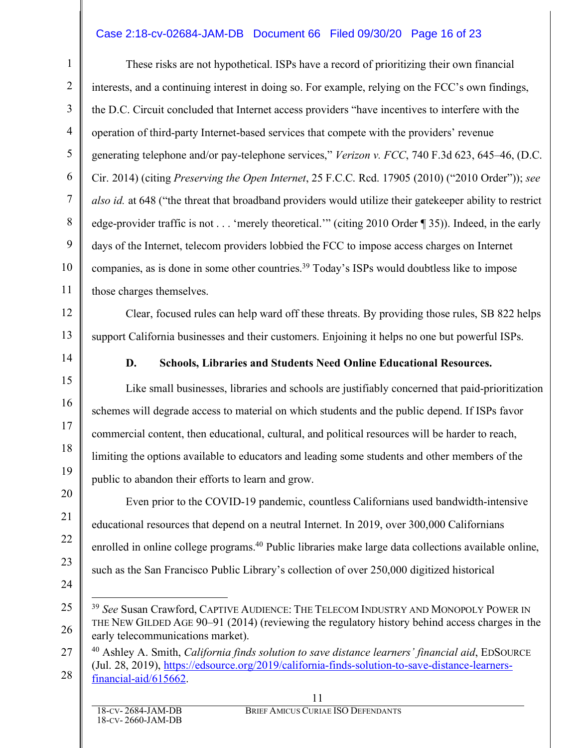These risks are not hypothetical. ISPs have a record of prioritizing their own financial interests, and a continuing interest in doing so. For example, relying on the FCC's own findings, the D.C. Circuit concluded that Internet access providers "have incentives to interfere with the operation of third-party Internet-based services that compete with the providers' revenue generating telephone and/or pay-telephone services," *Verizon v. FCC*, 740 F.3d 623, 645–46, (D.C. Cir. 2014) (citing *Preserving the Open Internet*, 25 F.C.C. Rcd. 17905 (2010) ("2010 Order")); *see also id.* at 648 ("the threat that broadband providers would utilize their gatekeeper ability to restrict edge-provider traffic is not . . . 'merely theoretical.'" (citing 2010 Order ¶ 35)). Indeed, in the early days of the Internet, telecom providers lobbied the FCC to impose access charges on Internet companies, as is done in some other countries.[39] Today's ISPs would doubtless like to impose those charges themselves.

Clear, focused rules can help ward off these threats. By providing those rules, SB 822 helps support California businesses and their customers. Enjoining it helps no one but powerful ISPs.

### D. Schools, Libraries and Students Need Online Educational Resources.

Like small businesses, libraries and schools are justifiably concerned that paid-prioritization schemes will degrade access to material on which students and the public depend. If ISPs favor commercial content, then educational, cultural, and political resources will be harder to reach, limiting the options available to educators and leading some students and other members of the public to abandon their efforts to learn and grow.

Even prior to the COVID-19 pandemic, countless Californians used bandwidth-intensive educational resources that depend on a neutral Internet. In 2019, over 300,000 Californians enrolled in online college programs.[40] Public libraries make large data collections available online, such as the San Francisco Public Library's collection of over 250,000 digitized historical

---

[39] *See* Susan Crawford, Captive Audience: The Telecom Industry and Monopoly Power in the New Gilded Age 90–91 (2014) (reviewing the regulatory history behind access charges in the early telecommunications market).

[40] Ashley A. Smith, *California finds solution to save distance learners' financial aid*, EdSource (Jul. 28, 2019), https://edsource.org/2019/california-finds-solution-to-save-distance-learners-financial-aid/615662.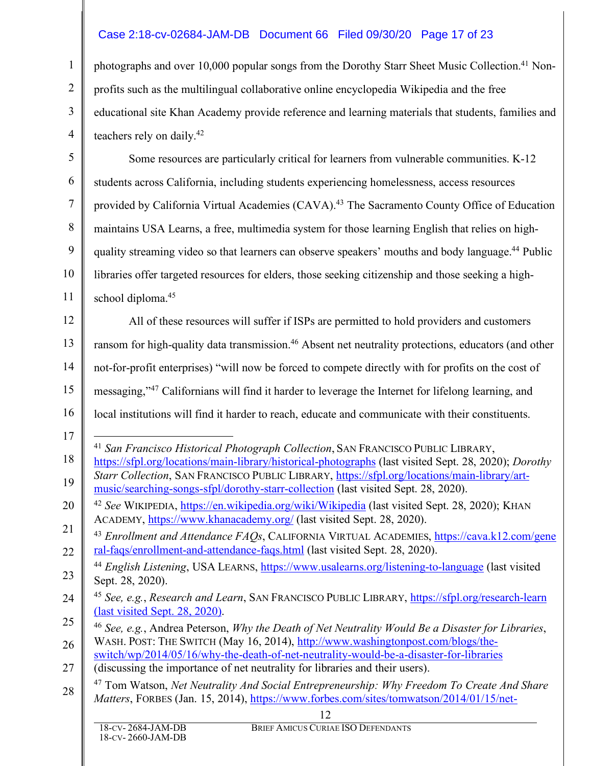photographs and over 10,000 popular songs from the Dorothy Starr Sheet Music Collection.[41] Non-profits such as the multilingual collaborative online encyclopedia Wikipedia and the free educational site Khan Academy provide reference and learning materials that students, families and teachers rely on daily.[42]

Some resources are particularly critical for learners from vulnerable communities. K-12 students across California, including students experiencing homelessness, access resources provided by California Virtual Academies (CAVA).[43] The Sacramento County Office of Education maintains USA Learns, a free, multimedia system for those learning English that relies on high-quality streaming video so that learners can observe speakers' mouths and body language.[44] Public libraries offer targeted resources for elders, those seeking citizenship and those seeking a high-school diploma.[45]

All of these resources will suffer if ISPs are permitted to hold providers and customers ransom for high-quality data transmission.[46] Absent net neutrality protections, educators (and other not-for-profit enterprises) "will now be forced to compete directly with for profits on the cost of messaging,"[47] Californians will find it harder to leverage the Internet for lifelong learning, and local institutions will find it harder to reach, educate and communicate with their constituents.

---

[41] *San Francisco Historical Photograph Collection*, SAN FRANCISCO PUBLIC LIBRARY, https://sfpl.org/locations/main-library/historical-photographs (last visited Sept. 28, 2020); *Dorothy Starr Collection*, SAN FRANCISCO PUBLIC LIBRARY, https://sfpl.org/locations/main-library/art-music/searching-songs-sfpl/dorothy-starr-collection (last visited Sept. 28, 2020).

[42] *See* WIKIPEDIA, https://en.wikipedia.org/wiki/Wikipedia (last visited Sept. 28, 2020); KHAN ACADEMY, https://www.khanacademy.org/ (last visited Sept. 28, 2020).

[43] *Enrollment and Attendance FAQs*, CALIFORNIA VIRTUAL ACADEMIES, https://cava.k12.com/general-faqs/enrollment-and-attendance-faqs.html (last visited Sept. 28, 2020).

[44] *English Listening*, USA LEARNS, https://www.usalearns.org/listening-to-language (last visited Sept. 28, 2020).

[45] *See, e.g.*, *Research and Learn*, SAN FRANCISCO PUBLIC LIBRARY, https://sfpl.org/research-learn (last visited Sept. 28, 2020).

[46] *See, e.g.*, Andrea Peterson, *Why the Death of Net Neutrality Would Be a Disaster for Libraries*, WASH. POST: THE SWITCH (May 16, 2014), http://www.washingtonpost.com/blogs/the-switch/wp/2014/05/16/why-the-death-of-net-neutrality-would-be-a-disaster-for-libraries (discussing the importance of net neutrality for libraries and their users).

[47] Tom Watson, *Net Neutrality And Social Entrepreneurship: Why Freedom To Create And Share Matters*, FORBES (Jan. 15, 2014), https://www.forbes.com/sites/tomwatson/2014/01/15/net-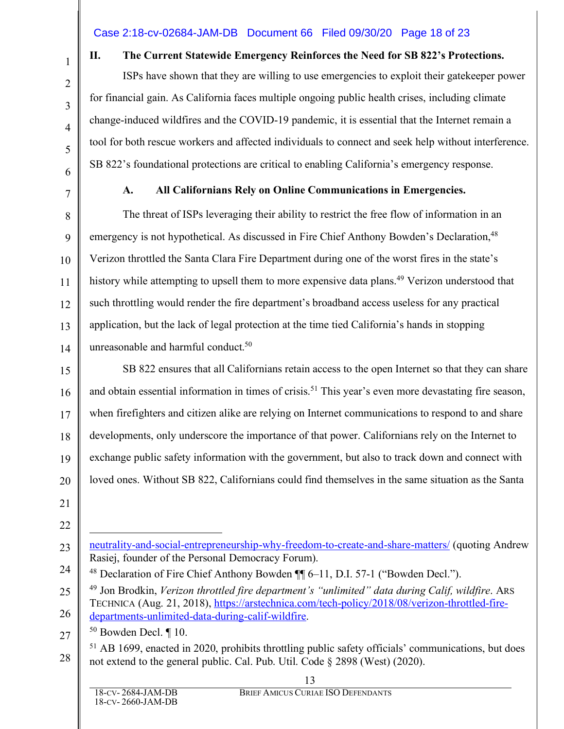## II. The Current Statewide Emergency Reinforces the Need for SB 822's Protections.

ISPs have shown that they are willing to use emergencies to exploit their gatekeeper power for financial gain. As California faces multiple ongoing public health crises, including climate change-induced wildfires and the COVID-19 pandemic, it is essential that the Internet remain a tool for both rescue workers and affected individuals to connect and seek help without interference. SB 822's foundational protections are critical to enabling California's emergency response.

### A. All Californians Rely on Online Communications in Emergencies.

The threat of ISPs leveraging their ability to restrict the free flow of information in an emergency is not hypothetical. As discussed in Fire Chief Anthony Bowden's Declaration,[48] Verizon throttled the Santa Clara Fire Department during one of the worst fires in the state's history while attempting to upsell them to more expensive data plans.[49] Verizon understood that such throttling would render the fire department's broadband access useless for any practical application, but the lack of legal protection at the time tied California's hands in stopping unreasonable and harmful conduct.[50]

SB 822 ensures that all Californians retain access to the open Internet so that they can share and obtain essential information in times of crisis.[51] This year's even more devastating fire season, when firefighters and citizen alike are relying on Internet communications to respond to and share developments, only underscore the importance of that power. Californians rely on the Internet to exchange public safety information with the government, but also to track down and connect with loved ones. Without SB 822, Californians could find themselves in the same situation as the Santa

---

neutrality-and-social-entrepreneurship-why-freedom-to-create-and-share-matters/ (quoting Andrew Rasiej, founder of the Personal Democracy Forum).

[48] Declaration of Fire Chief Anthony Bowden ¶¶ 6–11, D.I. 57-1 ("Bowden Decl.").

[49] Jon Brodkin, *Verizon throttled fire department's "unlimited" data during Calif, wildfire*. ARS TECHNICA (Aug. 21, 2018), https://arstechnica.com/tech-policy/2018/08/verizon-throttled-fire-departments-unlimited-data-during-calif-wildfire.

[50] Bowden Decl. ¶ 10.

[51] AB 1699, enacted in 2020, prohibits throttling public safety officials' communications, but does not extend to the general public. Cal. Pub. Util. Code § 2898 (West) (2020).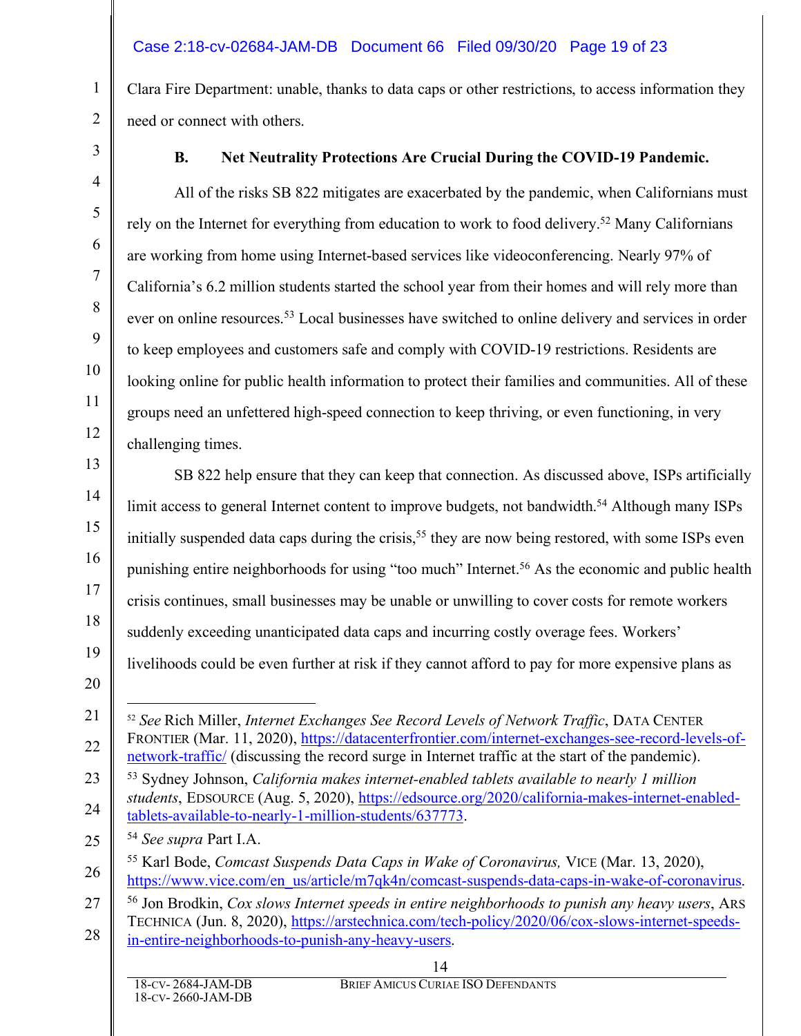Clara Fire Department: unable, thanks to data caps or other restrictions, to access information they need or connect with others.

### B. Net Neutrality Protections Are Crucial During the COVID-19 Pandemic.

All of the risks SB 822 mitigates are exacerbated by the pandemic, when Californians must rely on the Internet for everything from education to work to food delivery.[52] Many Californians are working from home using Internet-based services like videoconferencing. Nearly 97% of California's 6.2 million students started the school year from their homes and will rely more than ever on online resources.[53] Local businesses have switched to online delivery and services in order to keep employees and customers safe and comply with COVID-19 restrictions. Residents are looking online for public health information to protect their families and communities. All of these groups need an unfettered high-speed connection to keep thriving, or even functioning, in very challenging times.

SB 822 help ensure that they can keep that connection. As discussed above, ISPs artificially limit access to general Internet content to improve budgets, not bandwidth.[54] Although many ISPs initially suspended data caps during the crisis,[55] they are now being restored, with some ISPs even punishing entire neighborhoods for using "too much" Internet.[56] As the economic and public health crisis continues, small businesses may be unable or unwilling to cover costs for remote workers suddenly exceeding unanticipated data caps and incurring costly overage fees. Workers' livelihoods could be even further at risk if they cannot afford to pay for more expensive plans as

---

[52] *See* Rich Miller, *Internet Exchanges See Record Levels of Network Traffic*, DATA CENTER FRONTIER (Mar. 11, 2020), https://datacenterfrontier.com/internet-exchanges-see-record-levels-of-network-traffic/ (discussing the record surge in Internet traffic at the start of the pandemic).

[53] Sydney Johnson, *California makes internet-enabled tablets available to nearly 1 million students*, EDSOURCE (Aug. 5, 2020), https://edsource.org/2020/california-makes-internet-enabled-tablets-available-to-nearly-1-million-students/637773.

[54] *See supra* Part I.A.

[55] Karl Bode, *Comcast Suspends Data Caps in Wake of Coronavirus,* VICE (Mar. 13, 2020), https://www.vice.com/en_us/article/m7qk4n/comcast-suspends-data-caps-in-wake-of-coronavirus.

[56] Jon Brodkin, *Cox slows Internet speeds in entire neighborhoods to punish any heavy users*, ARS TECHNICA (Jun. 8, 2020), https://arstechnica.com/tech-policy/2020/06/cox-slows-internet-speeds-in-entire-neighborhoods-to-punish-any-heavy-users.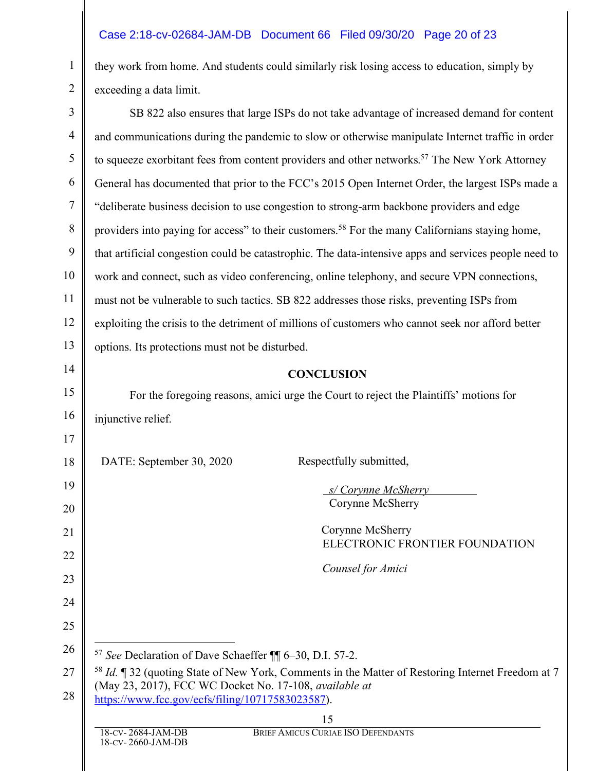they work from home. And students could similarly risk losing access to education, simply by exceeding a data limit.

SB 822 also ensures that large ISPs do not take advantage of increased demand for content and communications during the pandemic to slow or otherwise manipulate Internet traffic in order to squeeze exorbitant fees from content providers and other networks.[57] The New York Attorney General has documented that prior to the FCC's 2015 Open Internet Order, the largest ISPs made a "deliberate business decision to use congestion to strong-arm backbone providers and edge providers into paying for access" to their customers.[58] For the many Californians staying home, that artificial congestion could be catastrophic. The data-intensive apps and services people need to work and connect, such as video conferencing, online telephony, and secure VPN connections, must not be vulnerable to such tactics. SB 822 addresses those risks, preventing ISPs from exploiting the crisis to the detriment of millions of customers who cannot seek nor afford better options. Its protections must not be disturbed.

**CONCLUSION**

For the foregoing reasons, amici urge the Court to reject the Plaintiffs' motions for injunctive relief.

DATE: September 30, 2020

Respectfully submitted,

*s/ Corynne McSherry*
Corynne McSherry

Corynne McSherry
ELECTRONIC FRONTIER FOUNDATION

*Counsel for Amici*

---

[57] *See* Declaration of Dave Schaeffer ¶¶ 6–30, D.I. 57-2.

[58] *Id.* ¶ 32 (quoting State of New York, Comments in the Matter of Restoring Internet Freedom at 7 (May 23, 2017), FCC WC Docket No. 17-108, *available at* https://www.fcc.gov/ecfs/filing/10717583023587).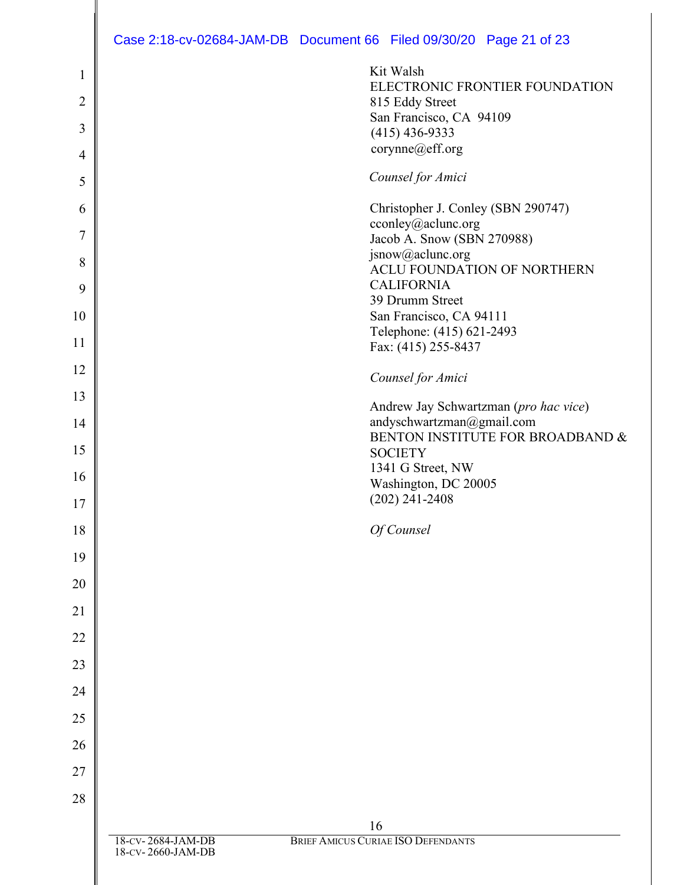Kit Walsh
ELECTRONIC FRONTIER FOUNDATION
815 Eddy Street
San Francisco, CA 94109
(415) 436-9333
corynne@eff.org

*Counsel for Amici*

Christopher J. Conley (SBN 290747)
cconley@aclunc.org
Jacob A. Snow (SBN 270988)
jsnow@aclunc.org
ACLU FOUNDATION OF NORTHERN CALIFORNIA
39 Drumm Street
San Francisco, CA 94111
Telephone: (415) 621-2493
Fax: (415) 255-8437

*Counsel for Amici*

Andrew Jay Schwartzman (*pro hac vice*)
andyschwartzman@gmail.com
BENTON INSTITUTE FOR BROADBAND & SOCIETY
1341 G Street, NW
Washington, DC 20005
(202) 241-2408

*Of Counsel*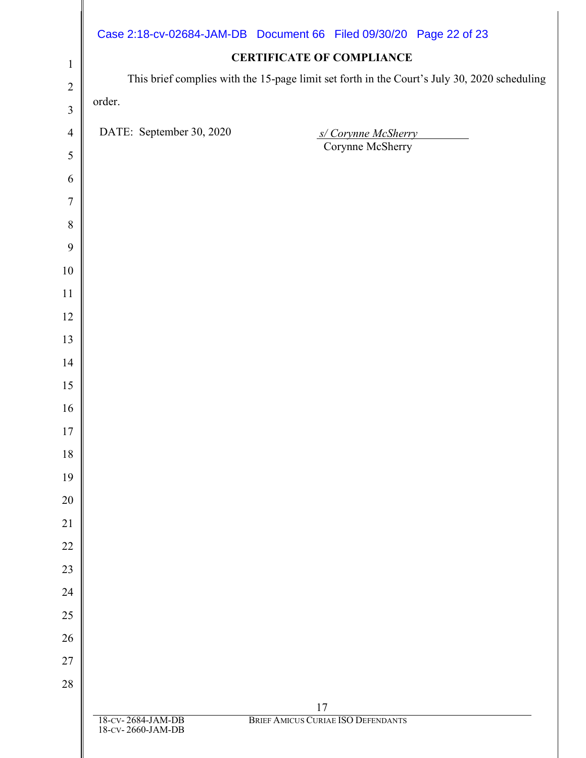## CERTIFICATE OF COMPLIANCE

This brief complies with the 15-page limit set forth in the Court's July 30, 2020 scheduling order.

DATE: September 30, 2020

*s/ Corynne McSherry*
Corynne McSherry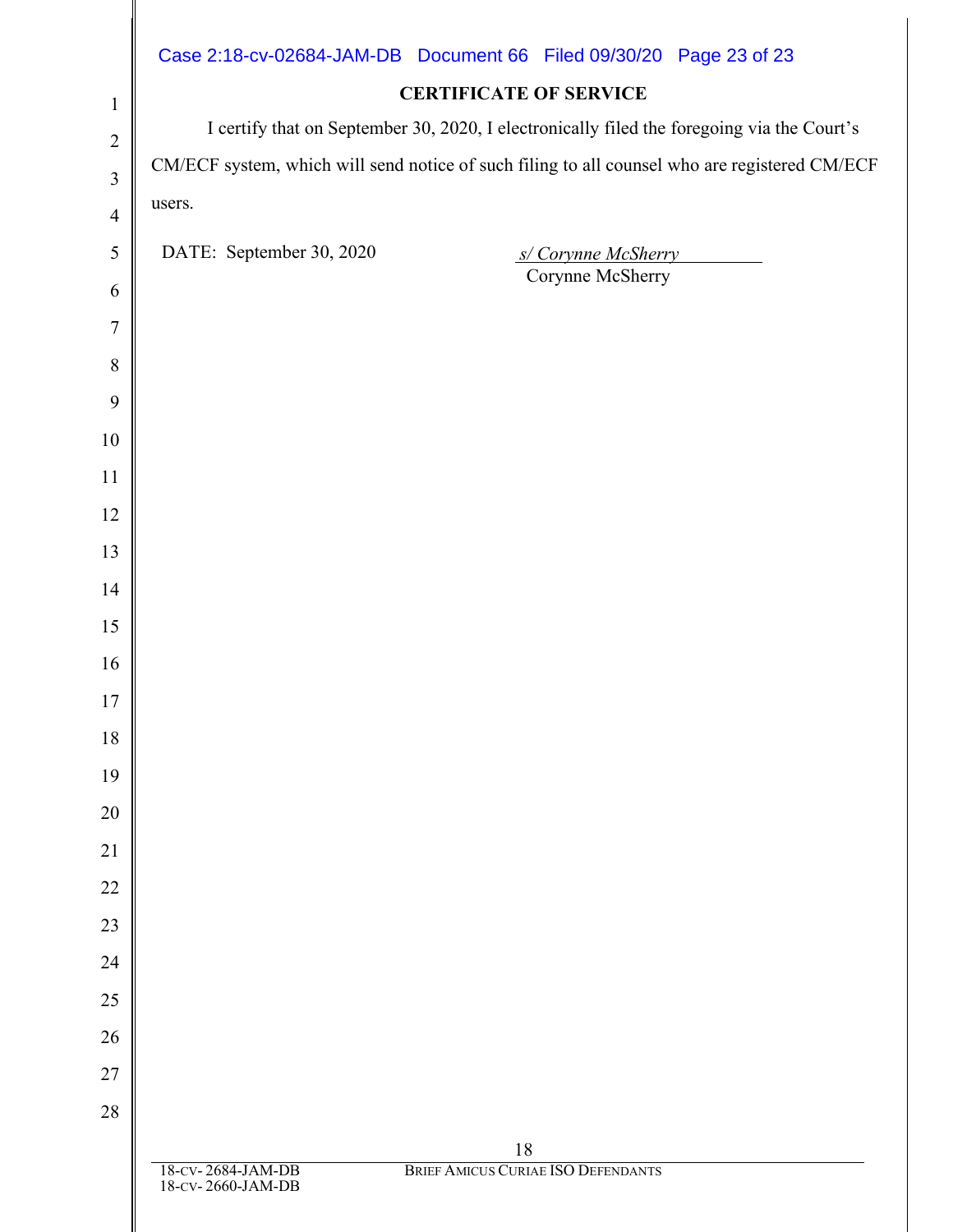## CERTIFICATE OF SERVICE

I certify that on September 30, 2020, I electronically filed the foregoing via the Court's CM/ECF system, which will send notice of such filing to all counsel who are registered CM/ECF users.

DATE: September 30, 2020

*s/ Corynne McSherry*
Corynne McSherry